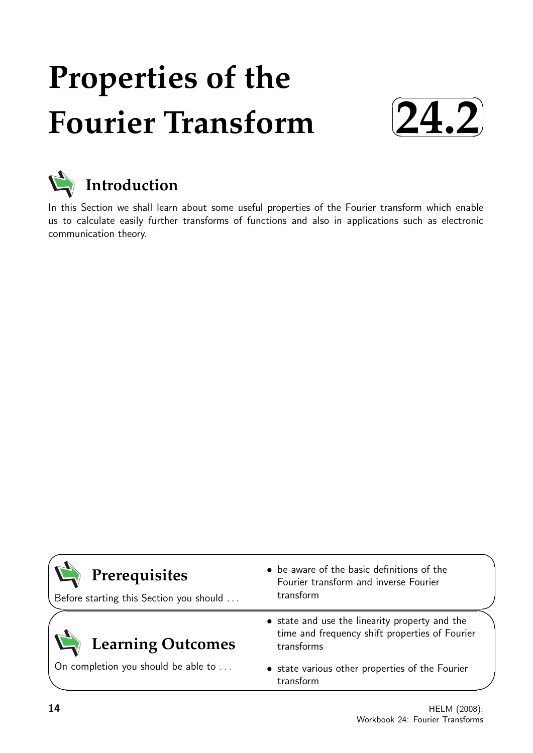# Properties of the Fourier Transform

**24.2**

## Introduction

In this Section we shall learn about some useful properties of the Fourier transform which enable us to calculate easily further transforms of functions and also in applications such as electronic communication theory.

## Prerequisites

Before starting this Section you should ...

- be aware of the basic definitions of the Fourier transform and inverse Fourier transform

## Learning Outcomes

On completion you should be able to ...

- state and use the linearity property and the time and frequency shift properties of Fourier transforms
- state various other properties of the Fourier transform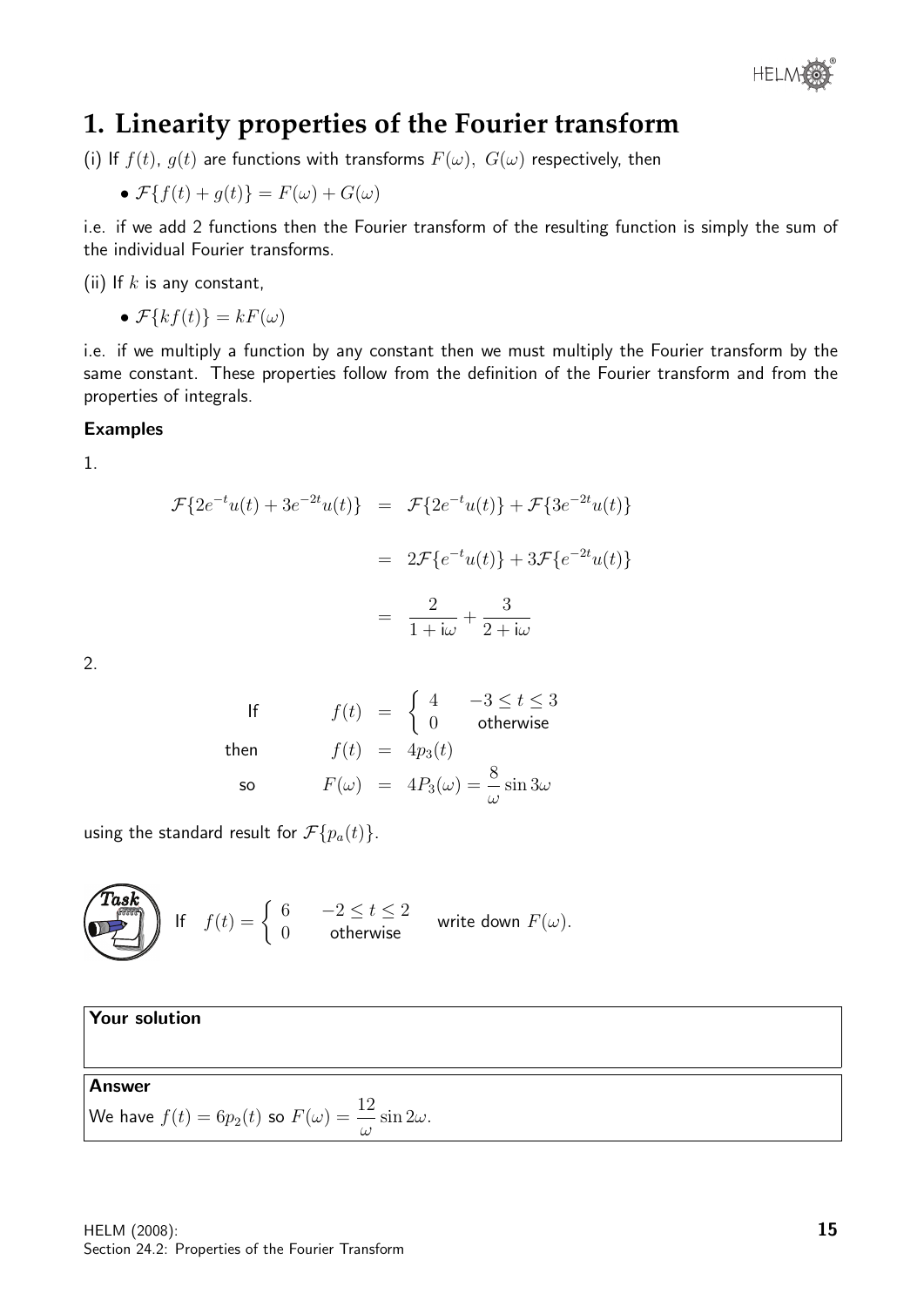# 1. Linearity properties of the Fourier transform

(i) If $f(t),\ g(t)$ are functions with transforms $F(\omega),\ G(\omega)$ respectively, then

- $\mathcal{F}\{f(t) + g(t)\} = F(\omega) + G(\omega)$

i.e. if we add 2 functions then the Fourier transform of the resulting function is simply the sum of the individual Fourier transforms.

(ii) If $k$ is any constant,

- $\mathcal{F}\{kf(t)\} = kF(\omega)$

i.e. if we multiply a function by any constant then we must multiply the Fourier transform by the same constant. These properties follow from the definition of the Fourier transform and from the properties of integrals.

### Examples

1.

$$
\begin{aligned}
\mathcal{F}\{2e^{-t}u(t) + 3e^{-2t}u(t)\} &= \mathcal{F}\{2e^{-t}u(t)\} + \mathcal{F}\{3e^{-2t}u(t)\} \\
&= 2\mathcal{F}\{e^{-t}u(t)\} + 3\mathcal{F}\{e^{-2t}u(t)\} \\
&= \frac{2}{1+\mathrm{i}\omega} + \frac{3}{2+\mathrm{i}\omega}
\end{aligned}
$$

2.

$$
\begin{aligned}
\text{If} \qquad f(t) &= \begin{cases} 4 & -3 \leq t \leq 3 \\ 0 & \text{otherwise} \end{cases} \\
\text{then} \qquad f(t) &= 4p_3(t) \\
\text{so} \qquad F(\omega) &= 4P_3(\omega) = \frac{8}{\omega}\sin 3\omega
\end{aligned}
$$

using the standard result for $\mathcal{F}\{p_a(t)\}$.

**Task**

If $f(t) = \begin{cases} 6 & -2 \leq t \leq 2 \\ 0 & \text{otherwise} \end{cases}$ write down $F(\omega)$.

**Your solution**

**Answer**

We have $f(t) = 6p_2(t)$ so $F(\omega) = \dfrac{12}{\omega}\sin 2\omega$.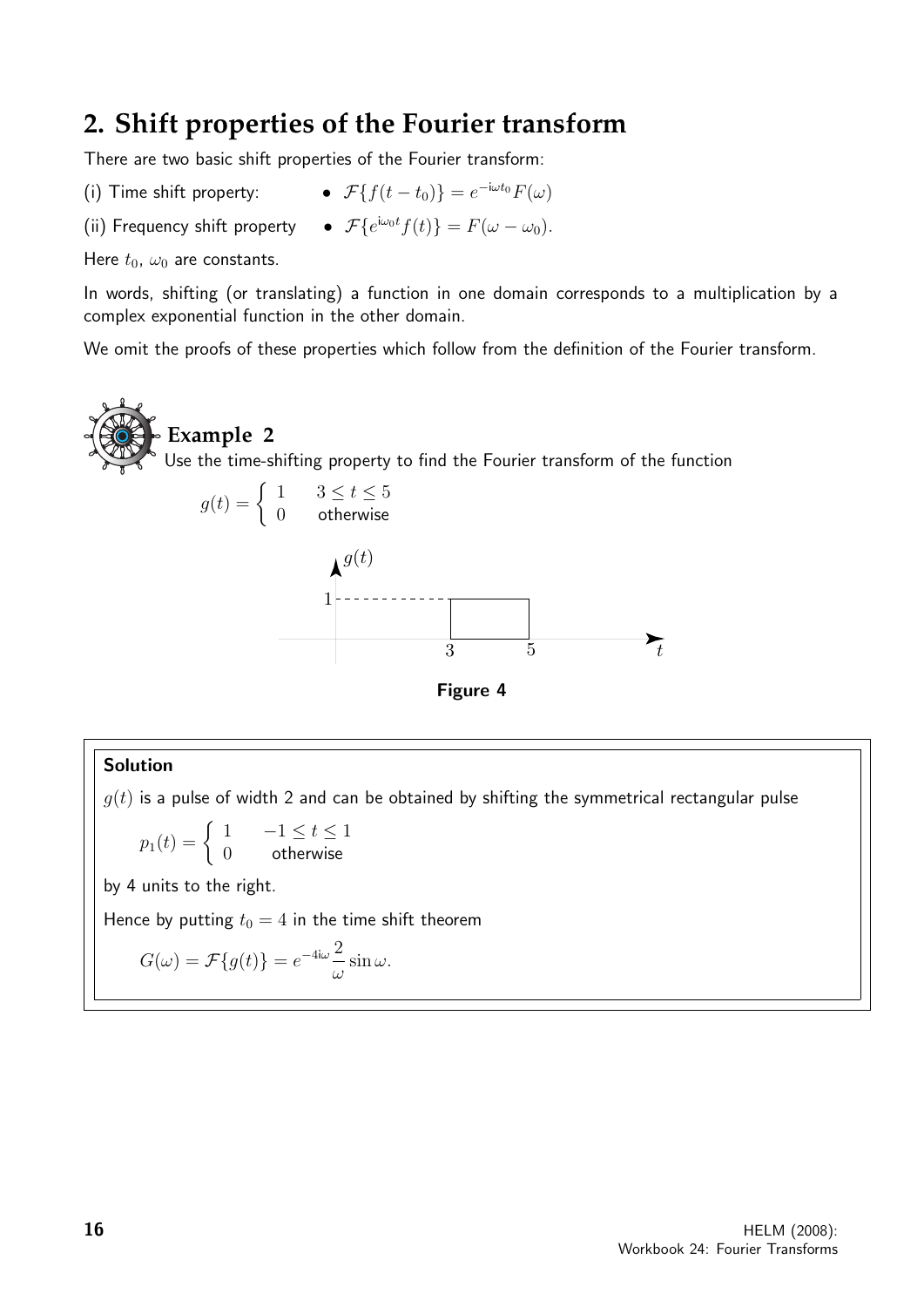## 2. Shift properties of the Fourier transform

There are two basic shift properties of the Fourier transform:

(i) Time shift property: • $\mathcal{F}\{f(t-t_0)\} = e^{-i\omega t_0}F(\omega)$

(ii) Frequency shift property • $\mathcal{F}\{e^{i\omega_0 t}f(t)\} = F(\omega - \omega_0)$.

Here $t_0$, $\omega_0$ are constants.

In words, shifting (or translating) a function in one domain corresponds to a multiplication by a complex exponential function in the other domain.

We omit the proofs of these properties which follow from the definition of the Fourier transform.

### Example 2

Use the time-shifting property to find the Fourier transform of the function

$$g(t) = \begin{cases} 1 & 3 \leq t \leq 5 \\ 0 & \text{otherwise} \end{cases}$$

**Figure 4**

#### Solution

$g(t)$ is a pulse of width 2 and can be obtained by shifting the symmetrical rectangular pulse

$$p_1(t) = \begin{cases} 1 & -1 \leq t \leq 1 \\ 0 & \text{otherwise} \end{cases}$$

by 4 units to the right.

Hence by putting $t_0 = 4$ in the time shift theorem

$$G(\omega) = \mathcal{F}\{g(t)\} = e^{-4i\omega}\frac{2}{\omega}\sin\omega.$$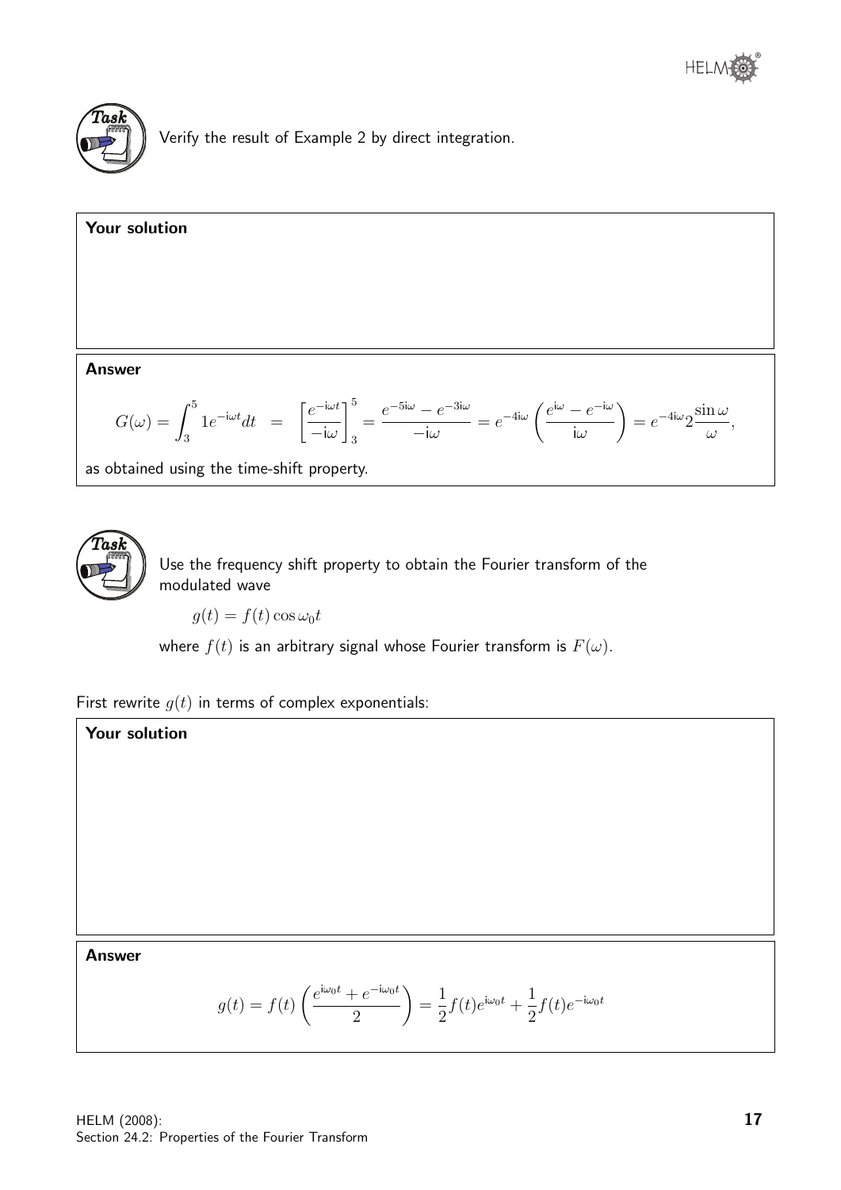**Task**

Verify the result of Example 2 by direct integration.

**Your solution**

**Answer**

$$G(\omega) = \int_3^5 1 e^{-\mathrm{i}\omega t} dt \quad = \quad \left[\frac{e^{-\mathrm{i}\omega t}}{-\mathrm{i}\omega}\right]_3^5 = \frac{e^{-5\mathrm{i}\omega} - e^{-3\mathrm{i}\omega}}{-\mathrm{i}\omega} = e^{-4\mathrm{i}\omega}\left(\frac{e^{\mathrm{i}\omega} - e^{-\mathrm{i}\omega}}{\mathrm{i}\omega}\right) = e^{-4\mathrm{i}\omega} 2\frac{\sin\omega}{\omega},$$

as obtained using the time-shift property.

**Task**

Use the frequency shift property to obtain the Fourier transform of the modulated wave

$$g(t) = f(t)\cos\omega_0 t$$

where $f(t)$ is an arbitrary signal whose Fourier transform is $F(\omega)$.

First rewrite $g(t)$ in terms of complex exponentials:

**Your solution**

**Answer**

$$g(t) = f(t)\left(\frac{e^{\mathrm{i}\omega_0 t} + e^{-\mathrm{i}\omega_0 t}}{2}\right) = \frac{1}{2}f(t)e^{\mathrm{i}\omega_0 t} + \frac{1}{2}f(t)e^{-\mathrm{i}\omega_0 t}$$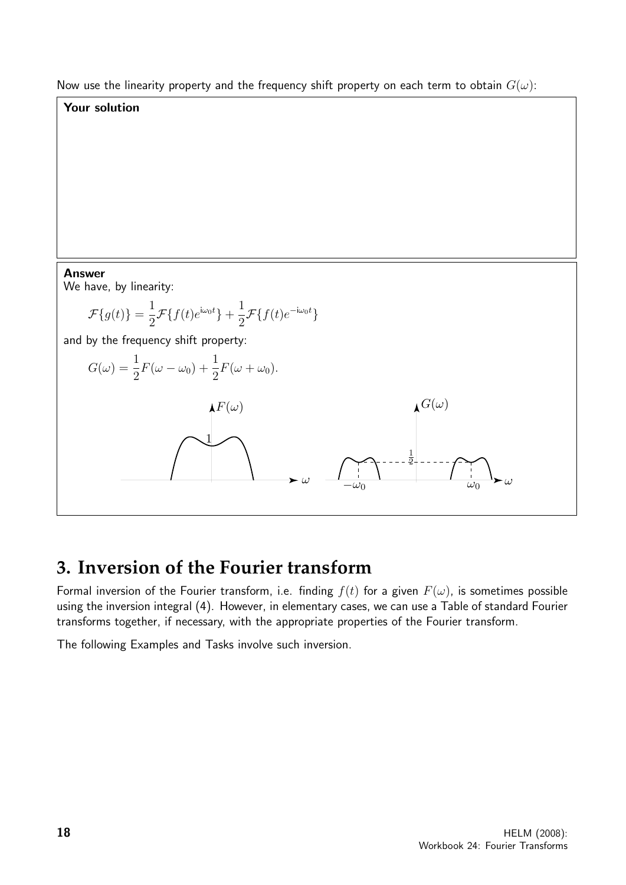Now use the linearity property and the frequency shift property on each term to obtain $G(\omega)$:

**Your solution**

**Answer**

We have, by linearity:

$$\mathcal{F}\{g(t)\} = \frac{1}{2}\mathcal{F}\{f(t)e^{\mathrm{i}\omega_0 t}\} + \frac{1}{2}\mathcal{F}\{f(t)e^{-\mathrm{i}\omega_0 t}\}$$

and by the frequency shift property:

$$G(\omega) = \frac{1}{2}F(\omega - \omega_0) + \frac{1}{2}F(\omega + \omega_0).$$

## 3. Inversion of the Fourier transform

Formal inversion of the Fourier transform, i.e. finding $f(t)$ for a given $F(\omega)$, is sometimes possible using the inversion integral (4). However, in elementary cases, we can use a Table of standard Fourier transforms together, if necessary, with the appropriate properties of the Fourier transform.

The following Examples and Tasks involve such inversion.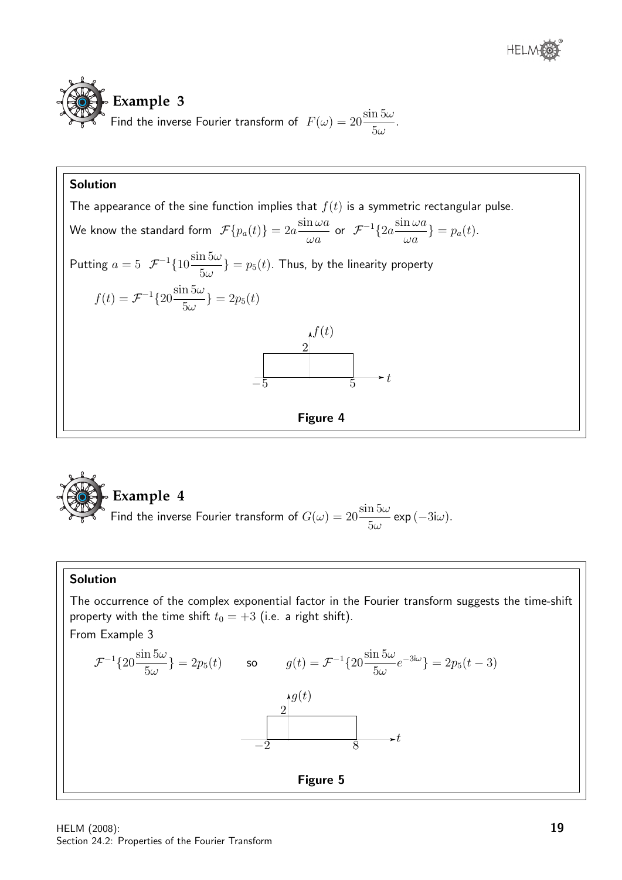### Example 3

Find the inverse Fourier transform of $F(\omega) = 20\dfrac{\sin 5\omega}{5\omega}$.

**Solution**

The appearance of the sine function implies that $f(t)$ is a symmetric rectangular pulse.

We know the standard form $\mathcal{F}\{p_a(t)\} = 2a\dfrac{\sin \omega a}{\omega a}$ or $\mathcal{F}^{-1}\{2a\dfrac{\sin \omega a}{\omega a}\} = p_a(t)$.

Putting $a = 5$ $\mathcal{F}^{-1}\{10\dfrac{\sin 5\omega}{5\omega}\} = p_5(t)$. Thus, by the linearity property

$$f(t) = \mathcal{F}^{-1}\{20\frac{\sin 5\omega}{5\omega}\} = 2p_5(t)$$

**Figure 4**

### Example 4

Find the inverse Fourier transform of $G(\omega) = 20\dfrac{\sin 5\omega}{5\omega}\exp(-3\text{i}\omega)$.

**Solution**

The occurrence of the complex exponential factor in the Fourier transform suggests the time-shift property with the time shift $t_0 = +3$ (i.e. a right shift).

From Example 3

$$\mathcal{F}^{-1}\{20\frac{\sin 5\omega}{5\omega}\} = 2p_5(t) \qquad \text{so} \qquad g(t) = \mathcal{F}^{-1}\{20\frac{\sin 5\omega}{5\omega}e^{-3\text{i}\omega}\} = 2p_5(t-3)$$

**Figure 5**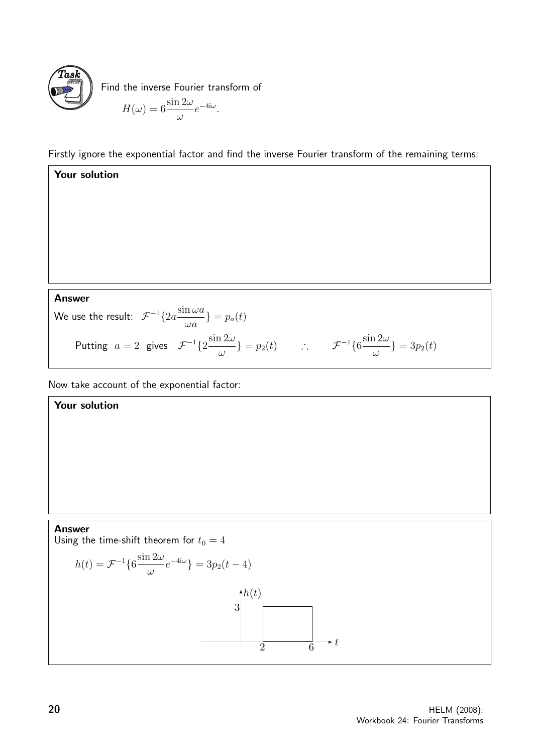**Task**

Find the inverse Fourier transform of

$$H(\omega) = 6\frac{\sin 2\omega}{\omega}e^{-4\mathrm{i}\omega}.$$

Firstly ignore the exponential factor and find the inverse Fourier transform of the remaining terms:

**Your solution**

**Answer**

We use the result: $\mathcal{F}^{-1}\{2a\frac{\sin \omega a}{\omega a}\} = p_a(t)$

Putting $a = 2$ gives $\mathcal{F}^{-1}\{2\frac{\sin 2\omega}{\omega}\} = p_2(t) \qquad \therefore \qquad \mathcal{F}^{-1}\{6\frac{\sin 2\omega}{\omega}\} = 3p_2(t)$

Now take account of the exponential factor:

**Your solution**

**Answer**

Using the time-shift theorem for $t_0 = 4$

$$h(t) = \mathcal{F}^{-1}\{6\frac{\sin 2\omega}{\omega}e^{-4\mathrm{i}\omega}\} = 3p_2(t-4)$$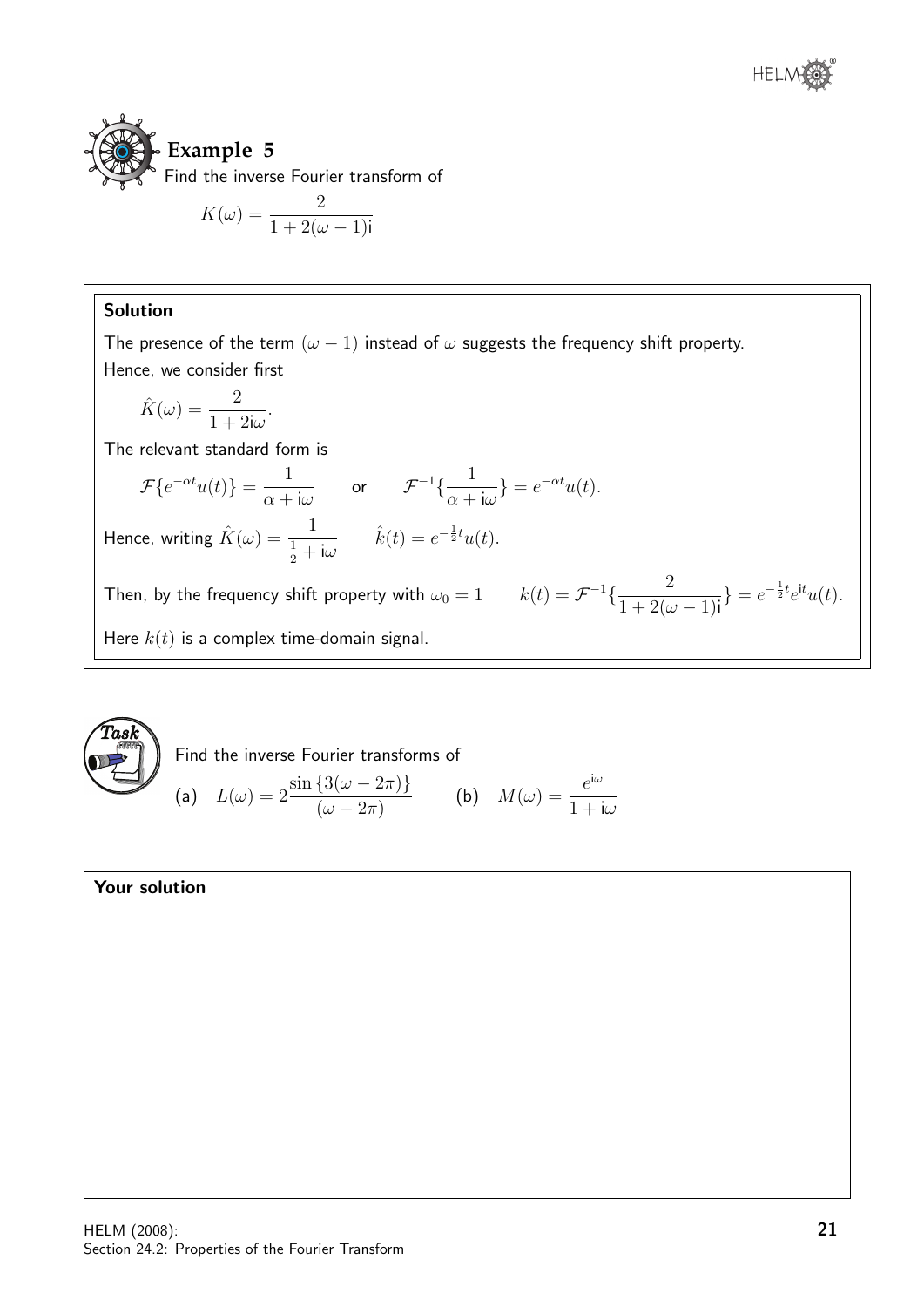## Example 5

Find the inverse Fourier transform of

$$K(\omega) = \frac{2}{1 + 2(\omega - 1)\mathrm{i}}$$

**Solution**

The presence of the term $(\omega - 1)$ instead of $\omega$ suggests the frequency shift property.

Hence, we consider first

$$\hat{K}(\omega) = \frac{2}{1 + 2\mathrm{i}\omega}.$$

The relevant standard form is

$$\mathcal{F}\{e^{-\alpha t}u(t)\} = \frac{1}{\alpha + \mathrm{i}\omega} \qquad \text{or} \qquad \mathcal{F}^{-1}\{\frac{1}{\alpha + \mathrm{i}\omega}\} = e^{-\alpha t}u(t).$$

Hence, writing $\hat{K}(\omega) = \dfrac{1}{\frac{1}{2} + \mathrm{i}\omega} \qquad \hat{k}(t) = e^{-\frac{1}{2}t}u(t).$

Then, by the frequency shift property with $\omega_0 = 1 \qquad k(t) = \mathcal{F}^{-1}\{\dfrac{2}{1 + 2(\omega - 1)\mathrm{i}}\} = e^{-\frac{1}{2}t}e^{\mathrm{i}t}u(t).$

Here $k(t)$ is a complex time-domain signal.

## Task

Find the inverse Fourier transforms of

(a) $\quad L(\omega) = 2\dfrac{\sin\{3(\omega - 2\pi)\}}{(\omega - 2\pi)} \qquad$ (b) $\quad M(\omega) = \dfrac{e^{\mathrm{i}\omega}}{1 + \mathrm{i}\omega}$

**Your solution**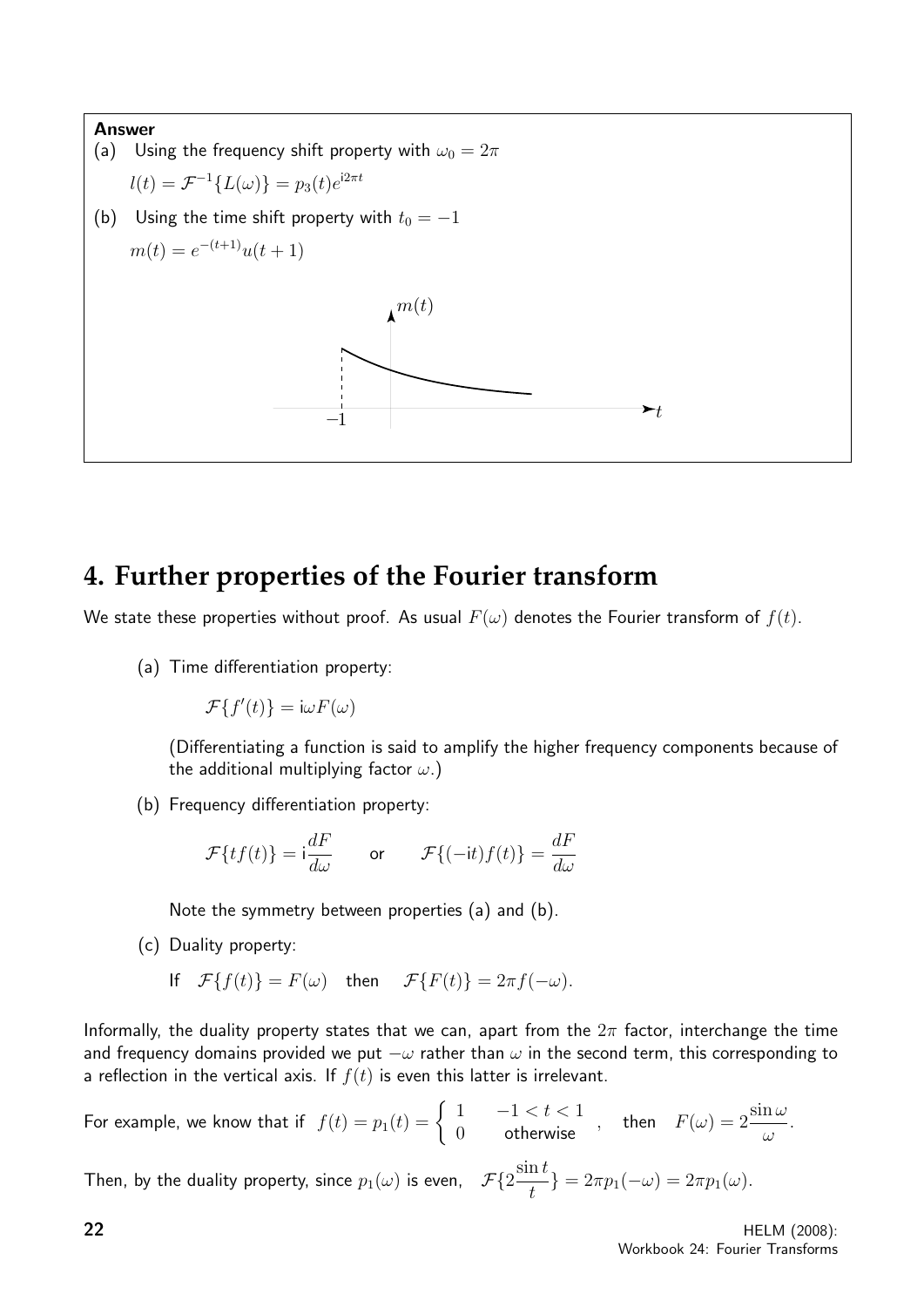**Answer**

(a) Using the frequency shift property with $\omega_0 = 2\pi$

$l(t) = \mathcal{F}^{-1}\{L(\omega)\} = p_3(t)e^{\mathrm{i}2\pi t}$

(b) Using the time shift property with $t_0 = -1$

$m(t) = e^{-(t+1)}u(t+1)$

## 4. Further properties of the Fourier transform

We state these properties without proof. As usual $F(\omega)$ denotes the Fourier transform of $f(t)$.

(a) Time differentiation property:

$$\mathcal{F}\{f'(t)\} = \mathrm{i}\omega F(\omega)$$

(Differentiating a function is said to amplify the higher frequency components because of the additional multiplying factor $\omega$.)

(b) Frequency differentiation property:

$$\mathcal{F}\{tf(t)\} = \mathrm{i}\frac{dF}{d\omega} \qquad \text{or} \qquad \mathcal{F}\{(-\mathrm{i}t)f(t)\} = \frac{dF}{d\omega}$$

Note the symmetry between properties (a) and (b).

(c) Duality property:

If $\mathcal{F}\{f(t)\} = F(\omega)$ then $\mathcal{F}\{F(t)\} = 2\pi f(-\omega)$.

Informally, the duality property states that we can, apart from the $2\pi$ factor, interchange the time and frequency domains provided we put $-\omega$ rather than $\omega$ in the second term, this corresponding to a reflection in the vertical axis. If $f(t)$ is even this latter is irrelevant.

For example, we know that if $f(t) = p_1(t) = \begin{cases} 1 & -1 < t < 1 \\ 0 & \text{otherwise} \end{cases}$, then $F(\omega) = 2\dfrac{\sin\omega}{\omega}$.

Then, by the duality property, since $p_1(\omega)$ is even, $\mathcal{F}\{2\dfrac{\sin t}{t}\} = 2\pi p_1(-\omega) = 2\pi p_1(\omega)$.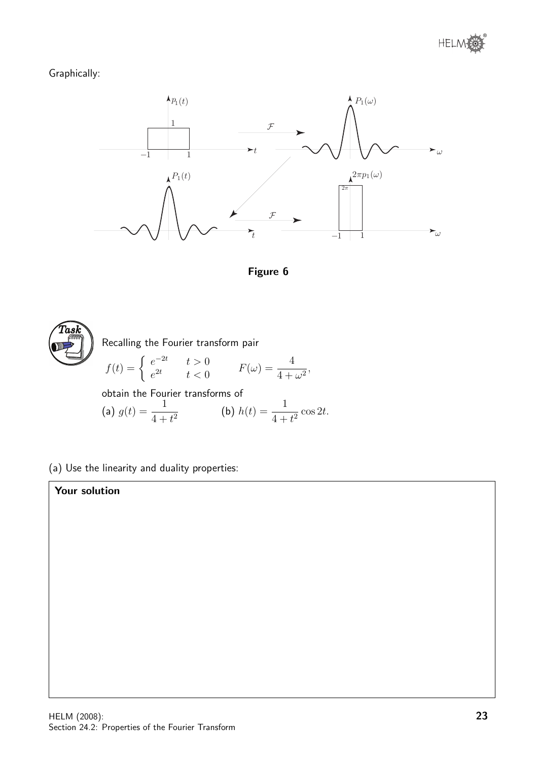Graphically:

**Figure 6**

**Task**

Recalling the Fourier transform pair

$$f(t) = \begin{cases} e^{-2t} & t > 0 \\ e^{2t} & t < 0 \end{cases} \qquad F(\omega) = \frac{4}{4+\omega^2},$$

obtain the Fourier transforms of

(a) $g(t) = \dfrac{1}{4+t^2}$ (b) $h(t) = \dfrac{1}{4+t^2}\cos 2t.$

(a) Use the linearity and duality properties:

**Your solution**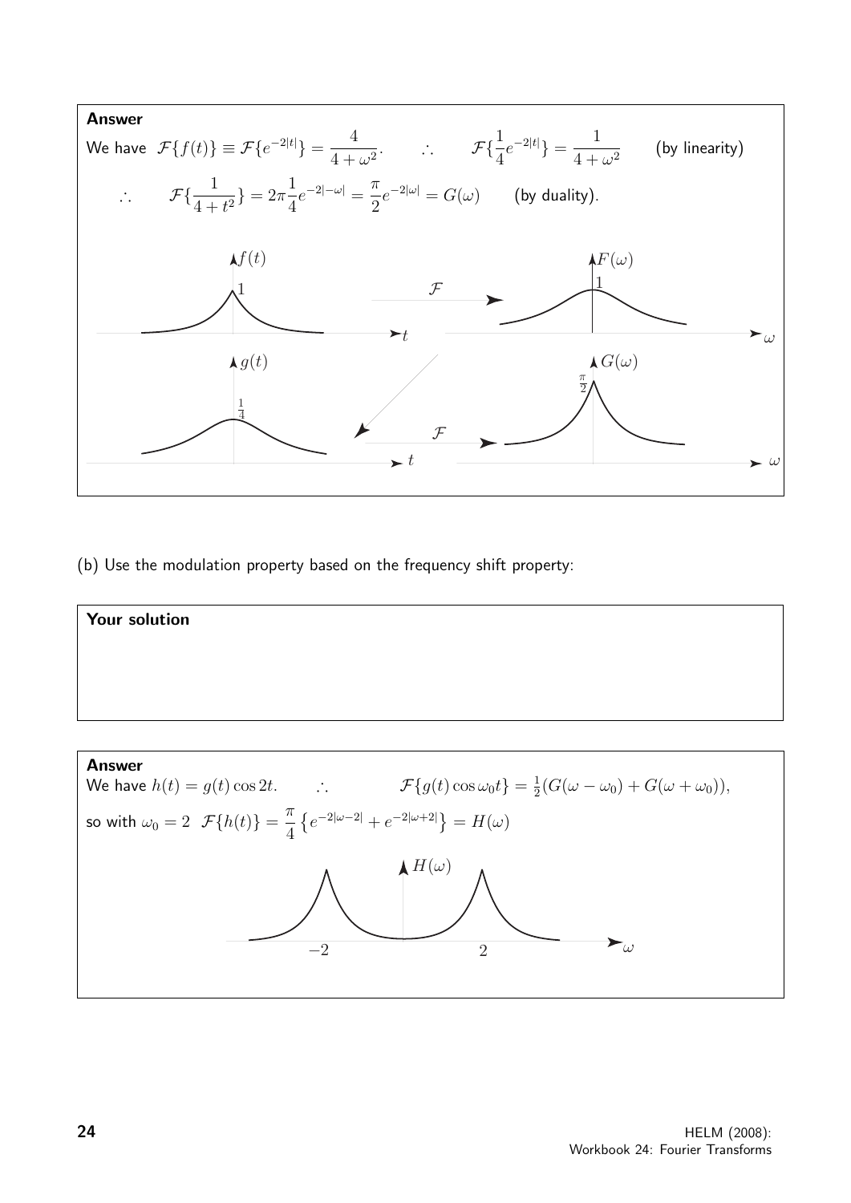**Answer**

We have $\mathcal{F}\{f(t)\} \equiv \mathcal{F}\{e^{-2|t|}\} = \dfrac{4}{4+\omega^2}$. $\quad \therefore \quad \mathcal{F}\{\dfrac{1}{4}e^{-2|t|}\} = \dfrac{1}{4+\omega^2}$ (by linearity)

$\therefore \quad \mathcal{F}\{\dfrac{1}{4+t^2}\} = 2\pi\dfrac{1}{4}e^{-2|-\omega|} = \dfrac{\pi}{2}e^{-2|\omega|} = G(\omega)$ (by duality).

(b) Use the modulation property based on the frequency shift property:

**Your solution**

**Answer**

We have $h(t) = g(t)\cos 2t$. $\quad \therefore \quad \mathcal{F}\{g(t)\cos\omega_0 t\} = \frac{1}{2}(G(\omega - \omega_0) + G(\omega + \omega_0))$,

so with $\omega_0 = 2$ $\;\mathcal{F}\{h(t)\} = \dfrac{\pi}{4}\left\{e^{-2|\omega-2|} + e^{-2|\omega+2|}\right\} = H(\omega)$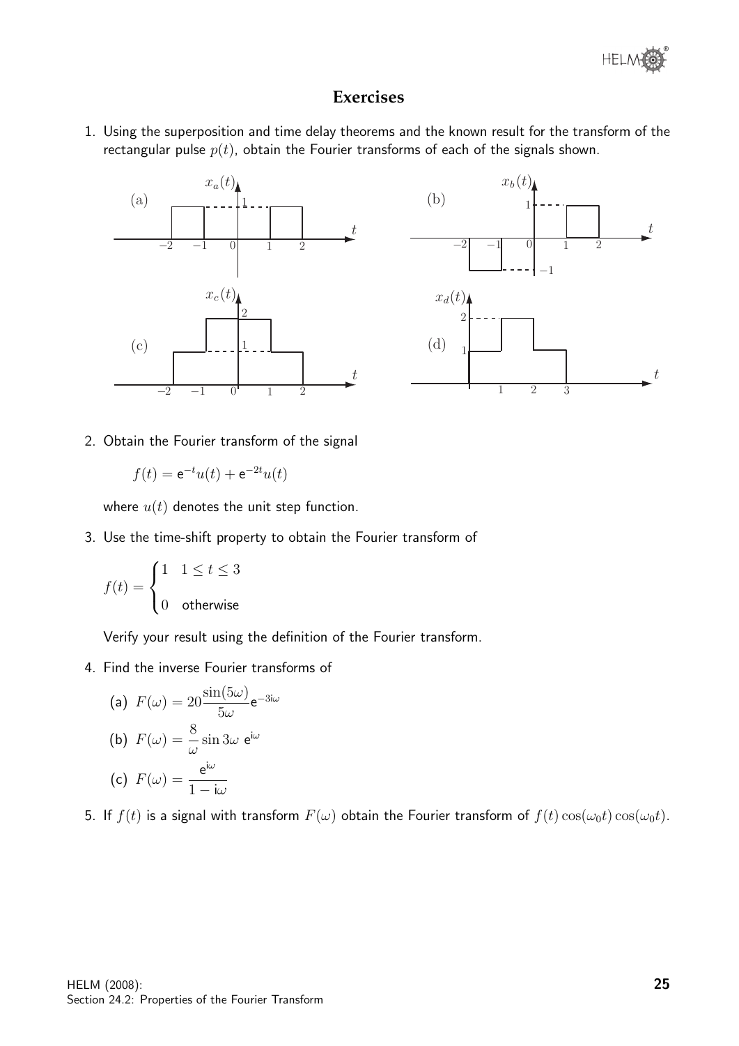## Exercises

1. Using the superposition and time delay theorems and the known result for the transform of the rectangular pulse $p(t)$, obtain the Fourier transforms of each of the signals shown.

2. Obtain the Fourier transform of the signal

$$f(t) = \mathrm{e}^{-t}u(t) + \mathrm{e}^{-2t}u(t)$$

where $u(t)$ denotes the unit step function.

3. Use the time-shift property to obtain the Fourier transform of

$$f(t) = \begin{cases} 1 & 1 \leq t \leq 3 \\ 0 & \text{otherwise} \end{cases}$$

Verify your result using the definition of the Fourier transform.

4. Find the inverse Fourier transforms of

   (a) $F(\omega) = 20\dfrac{\sin(5\omega)}{5\omega}\mathrm{e}^{-3\mathrm{i}\omega}$

   (b) $F(\omega) = \dfrac{8}{\omega}\sin 3\omega \ \mathrm{e}^{\mathrm{i}\omega}$

   (c) $F(\omega) = \dfrac{\mathrm{e}^{\mathrm{i}\omega}}{1 - \mathrm{i}\omega}$

5. If $f(t)$ is a signal with transform $F(\omega)$ obtain the Fourier transform of $f(t)\cos(\omega_0 t)\cos(\omega_0 t)$.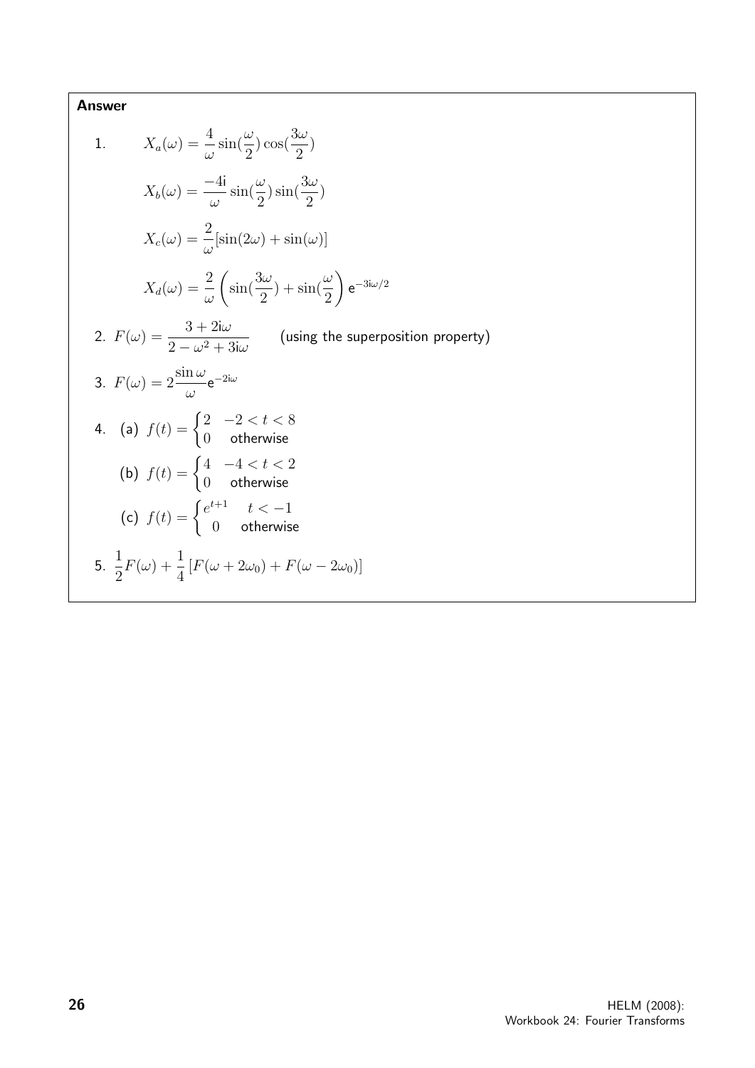**Answer**

1.
$$X_a(\omega) = \frac{4}{\omega}\sin(\frac{\omega}{2})\cos(\frac{3\omega}{2})$$

$$X_b(\omega) = \frac{-4\mathsf{i}}{\omega}\sin(\frac{\omega}{2})\sin(\frac{3\omega}{2})$$

$$X_c(\omega) = \frac{2}{\omega}[\sin(2\omega) + \sin(\omega)]$$

$$X_d(\omega) = \frac{2}{\omega}\left(\sin(\frac{3\omega}{2}) + \sin(\frac{\omega}{2}\right)\mathsf{e}^{-3\mathsf{i}\omega/2}$$

2. $F(\omega) = \dfrac{3 + 2\mathsf{i}\omega}{2 - \omega^2 + 3\mathsf{i}\omega}$ (using the superposition property)

3. $F(\omega) = 2\dfrac{\sin\omega}{\omega}\mathsf{e}^{-2\mathsf{i}\omega}$

4. (a) $f(t) = \begin{cases} 2 & -2 < t < 8 \\ 0 & \text{otherwise} \end{cases}$

   (b) $f(t) = \begin{cases} 4 & -4 < t < 2 \\ 0 & \text{otherwise} \end{cases}$

   (c) $f(t) = \begin{cases} e^{t+1} & t < -1 \\ 0 & \text{otherwise} \end{cases}$

5. $\dfrac{1}{2}F(\omega) + \dfrac{1}{4}\left[F(\omega + 2\omega_0) + F(\omega - 2\omega_0)\right]$